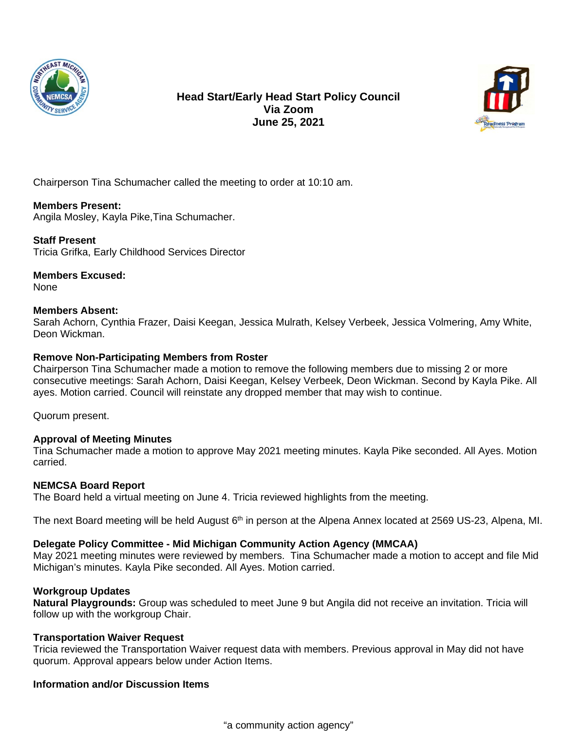# Head Start/Early Head Start Policy Council
## Via Zoom
## June 25, 2021

Chairperson Tina Schumacher called the meeting to order at 10:10 am.

**Members Present:**
Angila Mosley, Kayla Pike,Tina Schumacher.

**Staff Present**
Tricia Grifka, Early Childhood Services Director

**Members Excused:**
None

**Members Absent:**
Sarah Achorn, Cynthia Frazer, Daisi Keegan, Jessica Mulrath, Kelsey Verbeek, Jessica Volmering, Amy White, Deon Wickman.

**Remove Non-Participating Members from Roster**
Chairperson Tina Schumacher made a motion to remove the following members due to missing 2 or more consecutive meetings: Sarah Achorn, Daisi Keegan, Kelsey Verbeek, Deon Wickman. Second by Kayla Pike. All ayes. Motion carried. Council will reinstate any dropped member that may wish to continue.

Quorum present.

**Approval of Meeting Minutes**
Tina Schumacher made a motion to approve May 2021 meeting minutes. Kayla Pike seconded. All Ayes. Motion carried.

**NEMCSA Board Report**
The Board held a virtual meeting on June 4. Tricia reviewed highlights from the meeting.

The next Board meeting will be held August 6th in person at the Alpena Annex located at 2569 US-23, Alpena, MI.

**Delegate Policy Committee - Mid Michigan Community Action Agency (MMCAA)**
May 2021 meeting minutes were reviewed by members. Tina Schumacher made a motion to accept and file Mid Michigan's minutes. Kayla Pike seconded. All Ayes. Motion carried.

**Workgroup Updates**
**Natural Playgrounds:** Group was scheduled to meet June 9 but Angila did not receive an invitation. Tricia will follow up with the workgroup Chair.

**Transportation Waiver Request**
Tricia reviewed the Transportation Waiver request data with members. Previous approval in May did not have quorum. Approval appears below under Action Items.

**Information and/or Discussion Items**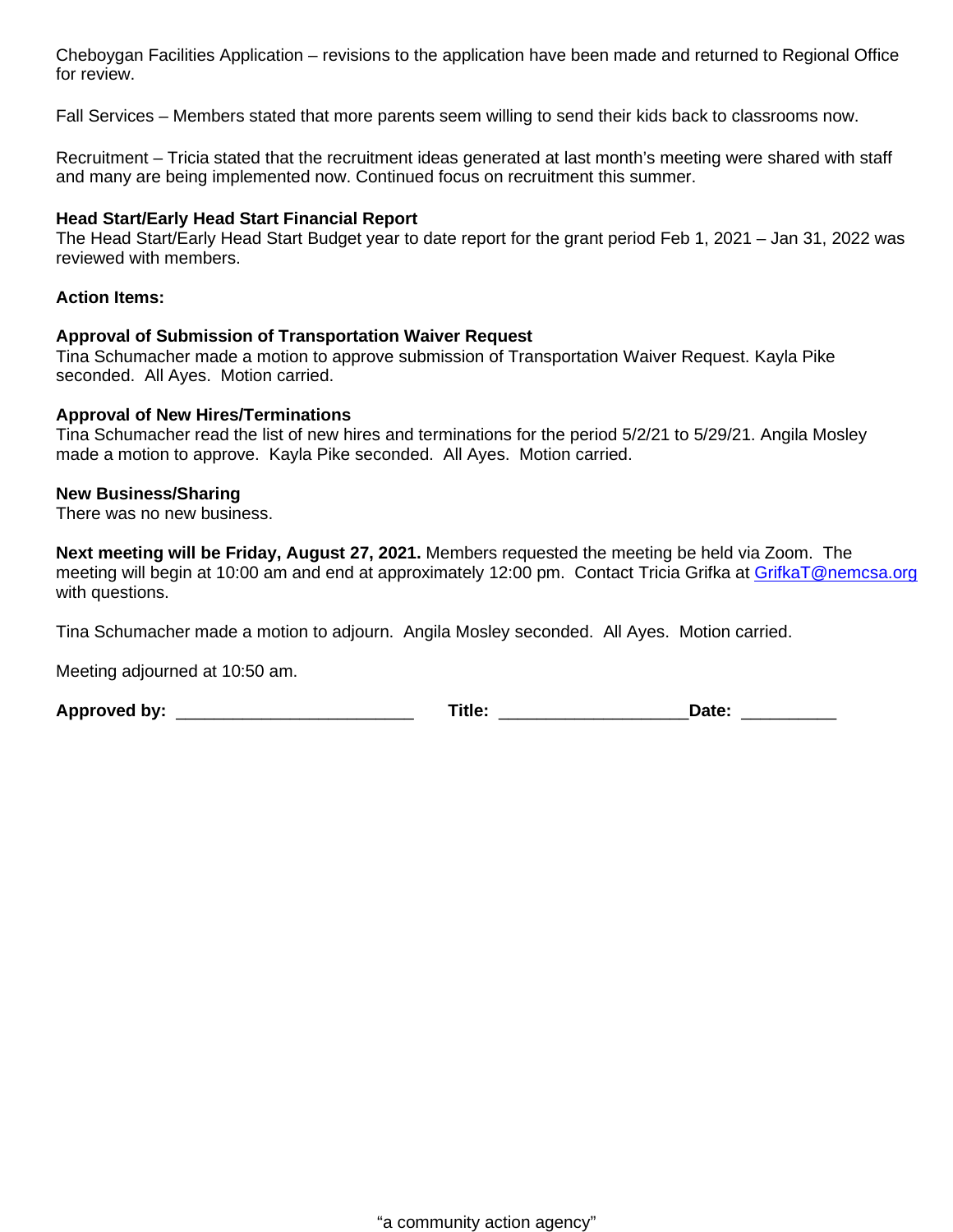Cheboygan Facilities Application – revisions to the application have been made and returned to Regional Office for review.

Fall Services – Members stated that more parents seem willing to send their kids back to classrooms now.

Recruitment – Tricia stated that the recruitment ideas generated at last month's meeting were shared with staff and many are being implemented now. Continued focus on recruitment this summer.

**Head Start/Early Head Start Financial Report**
The Head Start/Early Head Start Budget year to date report for the grant period Feb 1, 2021 – Jan 31, 2022 was reviewed with members.

**Action Items:**

**Approval of Submission of Transportation Waiver Request**
Tina Schumacher made a motion to approve submission of Transportation Waiver Request. Kayla Pike seconded. All Ayes. Motion carried.

**Approval of New Hires/Terminations**
Tina Schumacher read the list of new hires and terminations for the period 5/2/21 to 5/29/21. Angila Mosley made a motion to approve. Kayla Pike seconded. All Ayes. Motion carried.

**New Business/Sharing**
There was no new business.

**Next meeting will be Friday, August 27, 2021.** Members requested the meeting be held via Zoom. The meeting will begin at 10:00 am and end at approximately 12:00 pm. Contact Tricia Grifka at GrifkaT@nemcsa.org with questions.

Tina Schumacher made a motion to adjourn. Angila Mosley seconded. All Ayes. Motion carried.

Meeting adjourned at 10:50 am.

**Approved by:** ________________________ **Title:** ____________________**Date:** __________

"a community action agency"